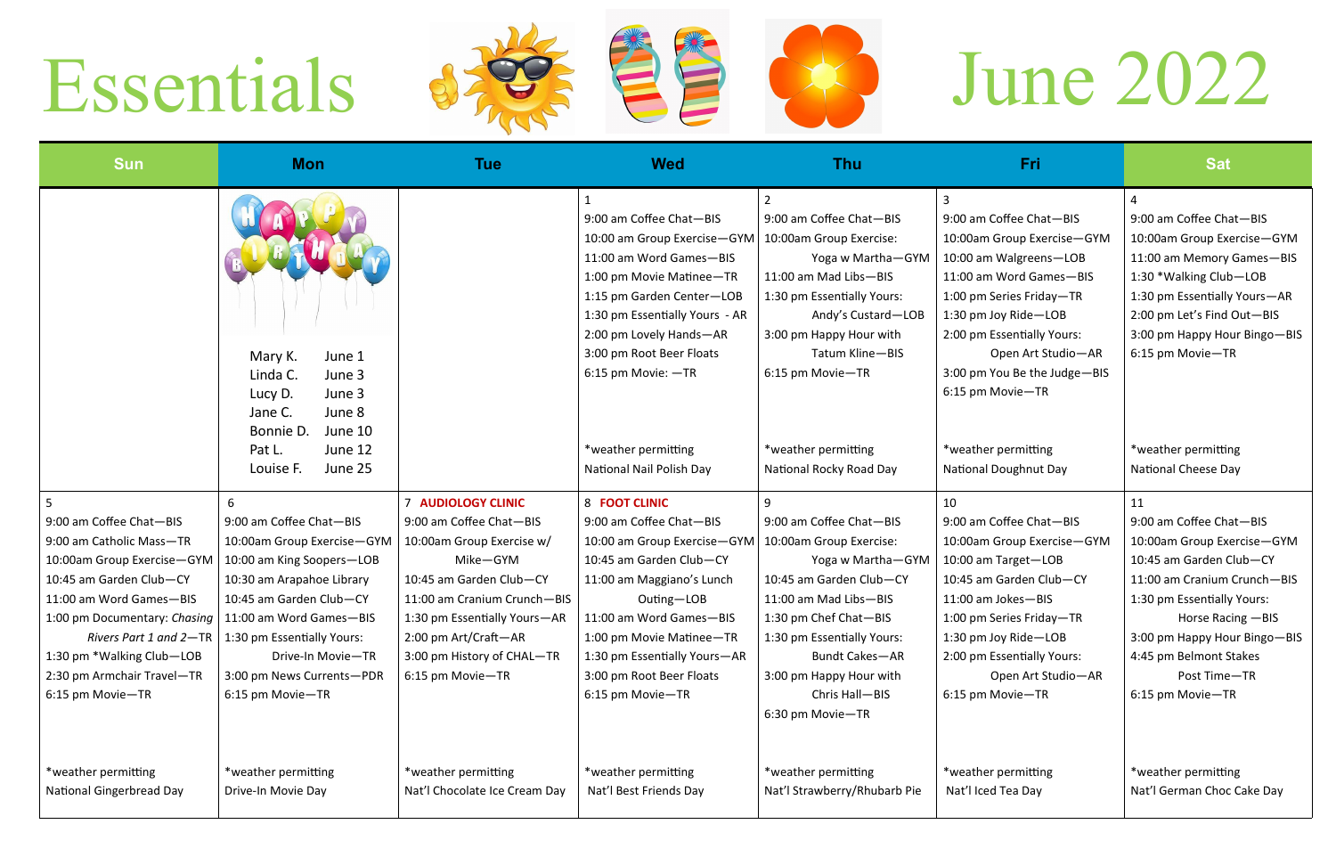# Essentials June 2022

| Sun | Mon | Tue | Wed | Thu | Fri | Sat |
|---|---|---|---|---|---|---|
| | Mary K. June 1<br>Linda C. June 3<br>Lucy D. June 3<br>Jane C. June 8<br>Bonnie D. June 10<br>Pat L. June 12<br>Louise F. June 25 | | 1<br>9:00 am Coffee Chat—BIS<br>10:00 am Group Exercise—GYM<br>11:00 am Word Games—BIS<br>1:00 pm Movie Matinee—TR<br>1:15 pm Garden Center—LOB<br>1:30 pm Essentially Yours - AR<br>2:00 pm Lovely Hands—AR<br>3:00 pm Root Beer Floats<br>6:15 pm Movie: —TR<br><br>*weather permitting<br>National Nail Polish Day | 2<br>9:00 am Coffee Chat—BIS<br>10:00am Group Exercise: Yoga w Martha—GYM<br>11:00 am Mad Libs—BIS<br>1:30 pm Essentially Yours: Andy's Custard—LOB<br>3:00 pm Happy Hour with Tatum Kline—BIS<br>6:15 pm Movie—TR<br><br>*weather permitting<br>National Rocky Road Day | 3<br>9:00 am Coffee Chat—BIS<br>10:00am Group Exercise—GYM<br>10:00 am Walgreens—LOB<br>11:00 am Word Games—BIS<br>1:00 pm Series Friday—TR<br>1:30 pm Joy Ride—LOB<br>2:00 pm Essentially Yours: Open Art Studio—AR<br>3:00 pm You Be the Judge—BIS<br>6:15 pm Movie—TR<br><br>*weather permitting<br>National Doughnut Day | 4<br>9:00 am Coffee Chat—BIS<br>10:00am Group Exercise—GYM<br>11:00 am Memory Games—BIS<br>1:30 *Walking Club—LOB<br>1:30 pm Essentially Yours—AR<br>2:00 pm Let's Find Out—BIS<br>3:00 pm Happy Hour Bingo—BIS<br>6:15 pm Movie—TR<br><br>*weather permitting<br>National Cheese Day |
| 5<br>9:00 am Coffee Chat—BIS<br>9:00 am Catholic Mass—TR<br>10:00am Group Exercise—GYM<br>10:45 am Garden Club—CY<br>11:00 am Word Games—BIS<br>1:00 pm Documentary: *Chasing Rivers Part 1 and 2*—TR<br>1:30 pm *Walking Club—LOB<br>2:30 pm Armchair Travel—TR<br>6:15 pm Movie—TR<br><br>*weather permitting<br>National Gingerbread Day | 6<br>9:00 am Coffee Chat—BIS<br>10:00am Group Exercise—GYM<br>10:00 am King Soopers—LOB<br>10:30 am Arapahoe Library<br>10:45 am Garden Club—CY<br>11:00 am Word Games—BIS<br>1:30 pm Essentially Yours: Drive-In Movie—TR<br>3:00 pm News Currents—PDR<br>6:15 pm Movie—TR<br><br>*weather permitting<br>Drive-In Movie Day | 7 **AUDIOLOGY CLINIC**<br>9:00 am Coffee Chat—BIS<br>10:00am Group Exercise w/ Mike—GYM<br>10:45 am Garden Club—CY<br>11:00 am Cranium Crunch—BIS<br>1:30 pm Essentially Yours—AR<br>2:00 pm Art/Craft—AR<br>3:00 pm History of CHAL—TR<br>6:15 pm Movie—TR<br><br>*weather permitting<br>Nat'l Chocolate Ice Cream Day | 8 **FOOT CLINIC**<br>9:00 am Coffee Chat—BIS<br>10:00 am Group Exercise—GYM<br>10:45 am Garden Club—CY<br>11:00 am Maggiano's Lunch Outing—LOB<br>11:00 am Word Games—BIS<br>1:00 pm Movie Matinee—TR<br>1:30 pm Essentially Yours—AR<br>3:00 pm Root Beer Floats<br>6:15 pm Movie—TR<br><br>*weather permitting<br>Nat'l Best Friends Day | 9<br>9:00 am Coffee Chat—BIS<br>10:00am Group Exercise: Yoga w Martha—GYM<br>10:45 am Garden Club—CY<br>11:00 am Mad Libs—BIS<br>1:30 pm Chef Chat—BIS<br>1:30 pm Essentially Yours: Bundt Cakes—AR<br>3:00 pm Happy Hour with Chris Hall—BIS<br>6:30 pm Movie—TR<br><br>*weather permitting<br>Nat'l Strawberry/Rhubarb Pie | 10<br>9:00 am Coffee Chat—BIS<br>10:00am Group Exercise—GYM<br>10:00 am Target—LOB<br>10:45 am Garden Club—CY<br>11:00 am Jokes—BIS<br>1:00 pm Series Friday—TR<br>1:30 pm Joy Ride—LOB<br>2:00 pm Essentially Yours: Open Art Studio—AR<br>6:15 pm Movie—TR<br><br>*weather permitting<br>Nat'l Iced Tea Day | 11<br>9:00 am Coffee Chat—BIS<br>10:00am Group Exercise—GYM<br>10:45 am Garden Club—CY<br>11:00 am Cranium Crunch—BIS<br>1:30 pm Essentially Yours: Horse Racing —BIS<br>3:00 pm Happy Hour Bingo—BIS<br>4:45 pm Belmont Stakes Post Time—TR<br>6:15 pm Movie—TR<br><br>*weather permitting<br>Nat'l German Choc Cake Day |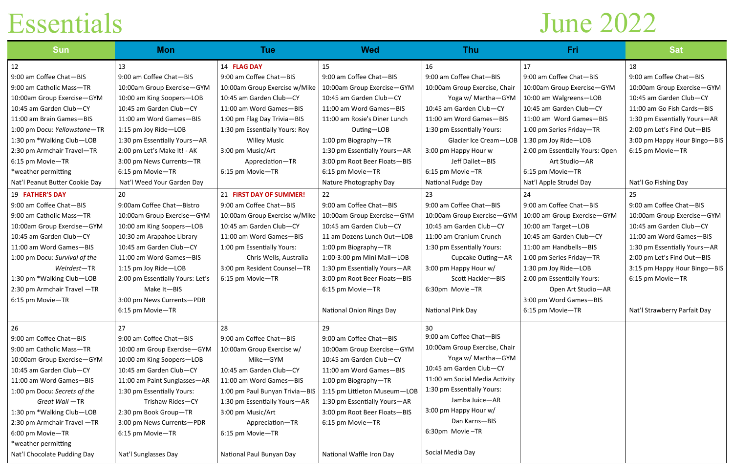# Essentials June 2022

| Sun | Mon | Tue | Wed | Thu | Fri | Sat |
|---|---|---|---|---|---|---|
| 12<br>9:00 am Coffee Chat—BIS<br>9:00 am Catholic Mass—TR<br>10:00am Group Exercise—GYM<br>10:45 am Garden Club—CY<br>11:00 am Brain Games—BIS<br>1:00 pm Docu: *Yellowstone*—TR<br>1:30 pm *Walking Club—LOB<br>2:30 pm Armchair Travel—TR<br>6:15 pm Movie—TR<br>*weather permitting<br>Nat'l Peanut Butter Cookie Day | 13<br>9:00 am Coffee Chat—BIS<br>10:00am Group Exercise—GYM<br>10:00 am King Soopers—LOB<br>10:45 am Garden Club—CY<br>11:00 am Word Games—BIS<br>1:15 pm Joy Ride—LOB<br>1:30 pm Essentially Yours—AR<br>2:00 pm Let's Make It! - AK<br>3:00 pm News Currents—TR<br>6:15 pm Movie—TR<br>Nat'l Weed Your Garden Day | 14 **FLAG DAY**<br>9:00 am Coffee Chat—BIS<br>10:00am Group Exercise w/Mike<br>10:45 am Garden Club—CY<br>11:00 am Word Games—BIS<br>1:00 pm Flag Day Trivia—BIS<br>1:30 pm Essentially Yours: Roy Willey Music<br>3:00 pm Music/Art Appreciation—TR<br>6:15 pm Movie—TR | 15<br>9:00 am Coffee Chat—BIS<br>10:00am Group Exercise—GYM<br>10:45 am Garden Club—CY<br>11:00 am Word Games—BIS<br>11:00 am Rosie's Diner Lunch Outing—LOB<br>1:00 pm Biography—TR<br>1:30 pm Essentially Yours—AR<br>3:00 pm Root Beer Floats—BIS<br>6:15 pm Movie—TR<br>Nature Photography Day | 16<br>9:00 am Coffee Chat—BIS<br>10:00am Group Exercise, Chair Yoga w/ Martha—GYM<br>10:45 am Garden Club—CY<br>11:00 am Word Games—BIS<br>1:30 pm Essentially Yours: Glacier Ice Cream—LOB<br>3:00 pm Happy Hour w Jeff Dallet—BIS<br>6:15 pm Movie –TR<br>National Fudge Day | 17<br>9:00 am Coffee Chat—BIS<br>10:00am Group Exercise—GYM<br>10:00 am Walgreens—LOB<br>10:45 am Garden Club—CY<br>11:00 am Word Games—BIS<br>1:00 pm Series Friday—TR<br>1:30 pm Joy Ride—LOB<br>2:00 pm Essentially Yours: Open Art Studio—AR<br>6:15 pm Movie—TR<br>Nat'l Apple Strudel Day | 18<br>9:00 am Coffee Chat—BIS<br>10:00am Group Exercise—GYM<br>10:45 am Garden Club—CY<br>11:00 am Go Fish Cards—BIS<br>1:30 pm Essentially Yours—AR<br>2:00 pm Let's Find Out—BIS<br>3:00 pm Happy Hour Bingo—BIS<br>6:15 pm Movie—TR<br>Nat'l Go Fishing Day |
| 19 **FATHER'S DAY**<br>9:00 am Coffee Chat—BIS<br>9:00 am Catholic Mass—TR<br>10:00am Group Exercise—GYM<br>10:45 am Garden Club—CY<br>11:00 am Word Games—BIS<br>1:00 pm Docu: *Survival of the Weirdest*—TR<br>1:30 pm *Walking Club—LOB<br>2:30 pm Armchair Travel —TR<br>6:15 pm Movie—TR | 20<br>9:00am Coffee Chat—Bistro<br>10:00am Group Exercise—GYM<br>10:00 am King Soopers—LOB<br>10:30 am Arapahoe Library<br>10:45 am Garden Club—CY<br>11:00 am Word Games—BIS<br>1:15 pm Joy Ride—LOB<br>2:00 pm Essentially Yours: Let's Make It—BIS<br>3:00 pm News Currents—PDR<br>6:15 pm Movie—TR | 21 **FIRST DAY OF SUMMER!**<br>9:00 am Coffee Chat—BIS<br>10:00am Group Exercise w/Mike<br>10:45 am Garden Club—CY<br>11:00 am Word Games—BIS<br>1:00 pm Essentially Yours: Chris Wells, Australia<br>3:00 pm Resident Counsel—TR<br>6:15 pm Movie—TR | 22<br>9:00 am Coffee Chat—BIS<br>10:00am Group Exercise—GYM<br>10:45 am Garden Club—CY<br>11 am Dozens Lunch Out—LOB<br>1:00 pm Biography—TR<br>1:00-3:00 pm Mini Mall—LOB<br>1:30 pm Essentially Yours—AR<br>3:00 pm Root Beer Floats—BIS<br>6:15 pm Movie—TR<br>National Onion Rings Day | 23<br>9:00 am Coffee Chat—BIS<br>10:00am Group Exercise—GYM<br>10:45 am Garden Club—CY<br>11:00 am Cranium Crunch<br>1:30 pm Essentially Yours: Cupcake Outing—AR<br>3:00 pm Happy Hour w/ Scott Hackler—BIS<br>6:30pm Movie –TR<br>National Pink Day | 24<br>9:00 am Coffee Chat—BIS<br>10:00 am Group Exercise—GYM<br>10:00 am Target—LOB<br>10:45 am Garden Club—CY<br>11:00 am Handbells—BIS<br>1:00 pm Series Friday—TR<br>1:30 pm Joy Ride—LOB<br>2:00 pm Essentially Yours: Open Art Studio—AR<br>3:00 pm Word Games—BIS<br>6:15 pm Movie—TR | 25<br>9:00 am Coffee Chat—BIS<br>10:00am Group Exercise—GYM<br>10:45 am Garden Club—CY<br>11:00 am Word Games—BIS<br>1:30 pm Essentially Yours—AR<br>2:00 pm Let's Find Out—BIS<br>3:15 pm Happy Hour Bingo—BIS<br>6:15 pm Movie—TR<br>Nat'l Strawberry Parfait Day |
| 26<br>9:00 am Coffee Chat—BIS<br>9:00 am Catholic Mass—TR<br>10:00am Group Exercise—GYM<br>10:45 am Garden Club—CY<br>11:00 am Word Games—BIS<br>1:00 pm Docu: *Secrets of the Great Wall* —TR<br>1:30 pm *Walking Club—LOB<br>2:30 pm Armchair Travel —TR<br>6:00 pm Movie—TR<br>*weather permitting<br>Nat'l Chocolate Pudding Day | 27<br>9:00 am Coffee Chat—BIS<br>10:00 am Group Exercise—GYM<br>10:00 am King Soopers—LOB<br>10:45 am Garden Club—CY<br>11:00 am Paint Sunglasses—AR<br>1:30 pm Essentially Yours: Trishaw Rides—CY<br>2:30 pm Book Group—TR<br>3:00 pm News Currents—PDR<br>6:15 pm Movie—TR<br>Nat'l Sunglasses Day | 28<br>9:00 am Coffee Chat—BIS<br>10:00am Group Exercise w/ Mike—GYM<br>10:45 am Garden Club—CY<br>11:00 am Word Games—BIS<br>1:00 pm Paul Bunyan Trivia—BIS<br>1:30 pm Essentially Yours—AR<br>3:00 pm Music/Art Appreciation—TR<br>6:15 pm Movie—TR<br>National Paul Bunyan Day | 29<br>9:00 am Coffee Chat—BIS<br>10:00am Group Exercise—GYM<br>10:45 am Garden Club—CY<br>11:00 am Word Games—BIS<br>1:00 pm Biography—TR<br>1:15 pm Littleton Museum—LOB<br>1:30 pm Essentially Yours—AR<br>3:00 pm Root Beer Floats—BIS<br>6:15 pm Movie—TR<br>National Waffle Iron Day | 30<br>9:00 am Coffee Chat—BIS<br>10:00am Group Exercise, Chair Yoga w/ Martha—GYM<br>10:45 am Garden Club—CY<br>11:00 am Social Media Activity<br>1:30 pm Essentially Yours: Jamba Juice—AR<br>3:00 pm Happy Hour w/ Dan Karns—BIS<br>6:30pm Movie –TR<br>Social Media Day | | |